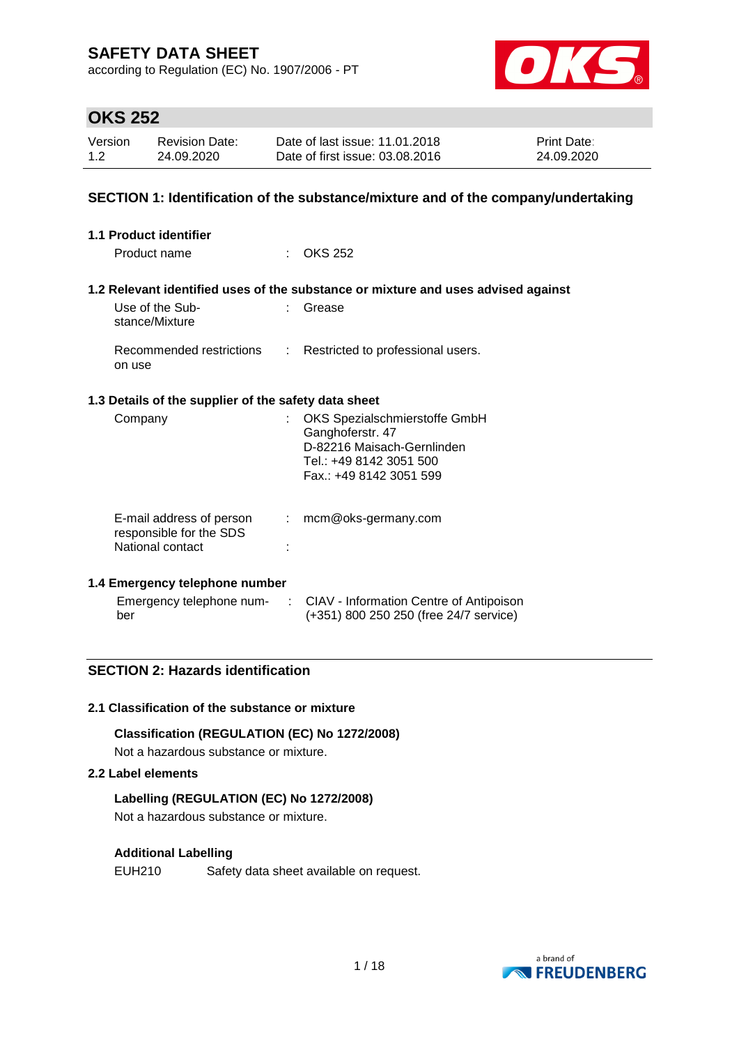# SAFETY DATA SHEET

according to Regulation (EC) No. 1907/2006 - PT

## OKS 252

| Version | Revision Date: | Date of last issue: 11.01.2018 | Print Date: |
|---|---|---|---|
| 1.2 | 24.09.2020 | Date of first issue: 03.08.2016 | 24.09.2020 |

## SECTION 1: Identification of the substance/mixture and of the company/undertaking

### 1.1 Product identifier

Product name : OKS 252

### 1.2 Relevant identified uses of the substance or mixture and uses advised against

Use of the Substance/Mixture : Grease

Recommended restrictions on use : Restricted to professional users.

### 1.3 Details of the supplier of the safety data sheet

Company : OKS Spezialschmierstoffe GmbH
Ganghoferstr. 47
D-82216 Maisach-Gernlinden
Tel.: +49 8142 3051 500
Fax.: +49 8142 3051 599

E-mail address of person responsible for the SDS : mcm@oks-germany.com

National contact :

### 1.4 Emergency telephone number

Emergency telephone number : CIAV - Information Centre of Antipoison
(+351) 800 250 250 (free 24/7 service)

## SECTION 2: Hazards identification

### 2.1 Classification of the substance or mixture

**Classification (REGULATION (EC) No 1272/2008)**

Not a hazardous substance or mixture.

### 2.2 Label elements

**Labelling (REGULATION (EC) No 1272/2008)**

Not a hazardous substance or mixture.

**Additional Labelling**

EUH210 Safety data sheet available on request.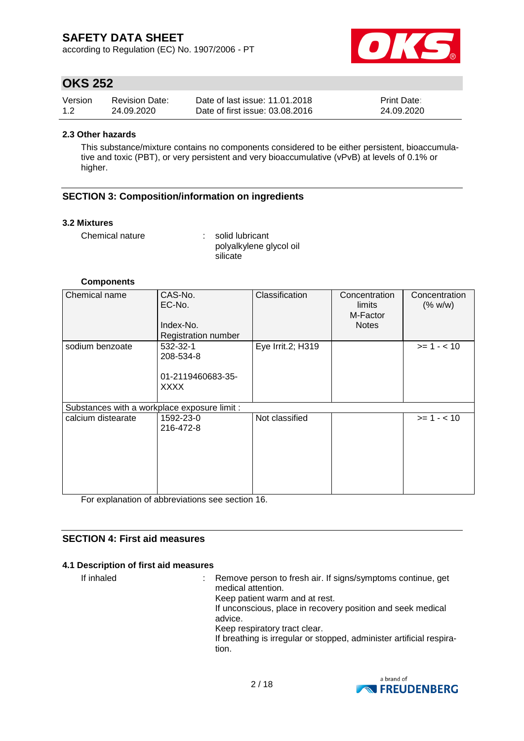### 2.3 Other hazards

This substance/mixture contains no components considered to be either persistent, bioaccumulative and toxic (PBT), or very persistent and very bioaccumulative (vPvB) at levels of 0.1% or higher.

## SECTION 3: Composition/information on ingredients

### 3.2 Mixtures

Chemical nature : solid lubricant
polyalkylene glycol oil
silicate

**Components**

| Chemical name | CAS-No.<br>EC-No.<br><br>Index-No.<br>Registration number | Classification | Concentration limits<br>M-Factor<br>Notes | Concentration (% w/w) |
|---|---|---|---|---|
| sodium benzoate | 532-32-1<br>208-534-8<br><br>01-2119460683-35-XXXX | Eye Irrit.2; H319 | | >= 1 - < 10 |
| Substances with a workplace exposure limit : | | | | |
| calcium distearate | 1592-23-0<br>216-472-8 | Not classified | | >= 1 - < 10 |

For explanation of abbreviations see section 16.

## SECTION 4: First aid measures

### 4.1 Description of first aid measures

If inhaled : Remove person to fresh air. If signs/symptoms continue, get medical attention.
Keep patient warm and at rest.
If unconscious, place in recovery position and seek medical advice.
Keep respiratory tract clear.
If breathing is irregular or stopped, administer artificial respiration.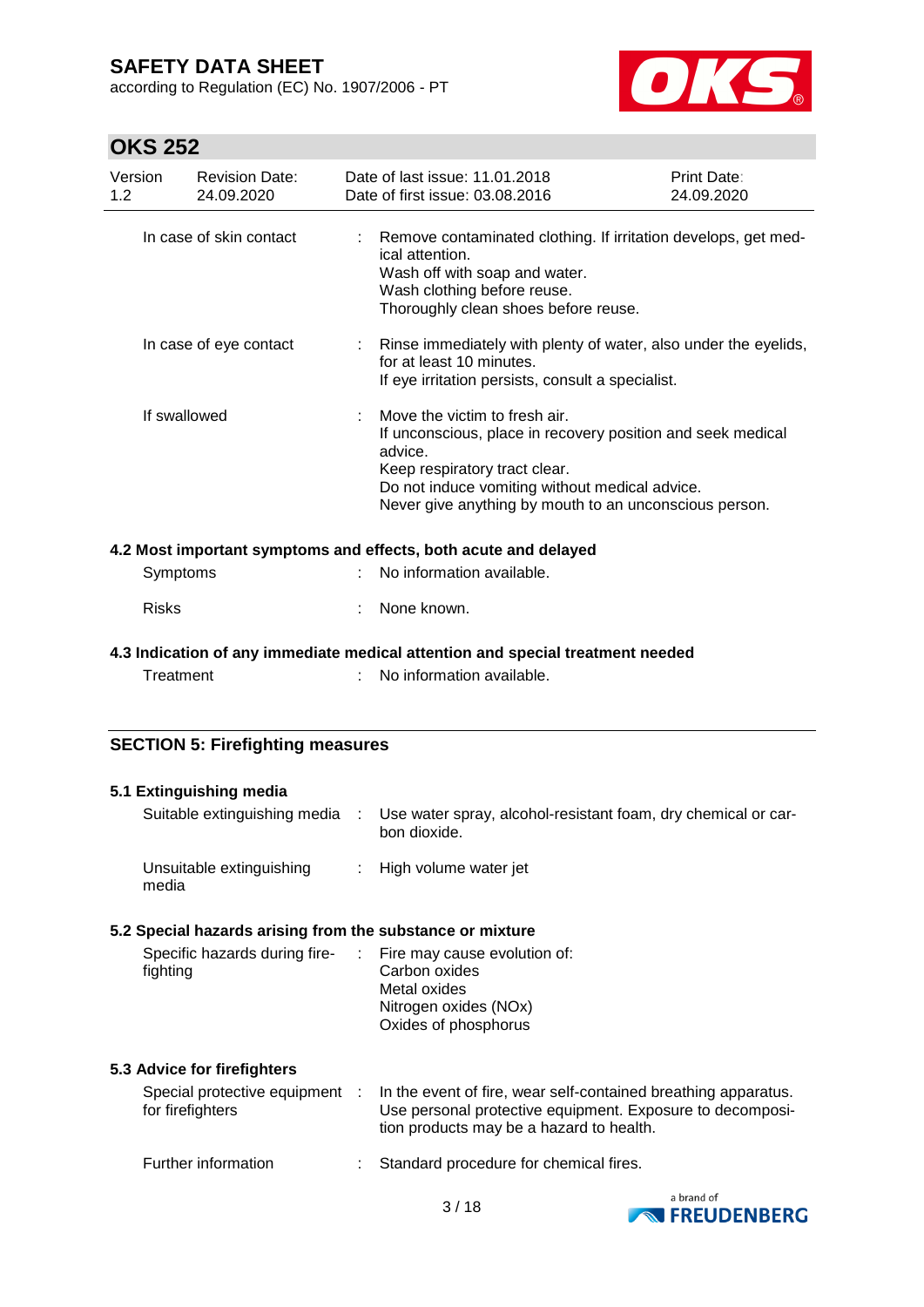| In case of skin contact | : | Remove contaminated clothing. If irritation develops, get medical attention.<br>Wash off with soap and water.<br>Wash clothing before reuse.<br>Thoroughly clean shoes before reuse. |
|---|---|---|
| In case of eye contact | : | Rinse immediately with plenty of water, also under the eyelids, for at least 10 minutes.<br>If eye irritation persists, consult a specialist. |
| If swallowed | : | Move the victim to fresh air.<br>If unconscious, place in recovery position and seek medical advice.<br>Keep respiratory tract clear.<br>Do not induce vomiting without medical advice.<br>Never give anything by mouth to an unconscious person. |

**4.2 Most important symptoms and effects, both acute and delayed**

| Symptoms | : | No information available. |
|---|---|---|
| Risks | : | None known. |

**4.3 Indication of any immediate medical attention and special treatment needed**

| Treatment | : | No information available. |
|---|---|---|

## SECTION 5: Firefighting measures

**5.1 Extinguishing media**

| Suitable extinguishing media | : | Use water spray, alcohol-resistant foam, dry chemical or carbon dioxide. |
|---|---|---|
| Unsuitable extinguishing media | : | High volume water jet |

**5.2 Special hazards arising from the substance or mixture**

| Specific hazards during firefighting | : | Fire may cause evolution of:<br>Carbon oxides<br>Metal oxides<br>Nitrogen oxides (NOx)<br>Oxides of phosphorus |
|---|---|---|

**5.3 Advice for firefighters**

| Special protective equipment for firefighters | : | In the event of fire, wear self-contained breathing apparatus.<br>Use personal protective equipment. Exposure to decomposition products may be a hazard to health. |
|---|---|---|
| Further information | : | Standard procedure for chemical fires. |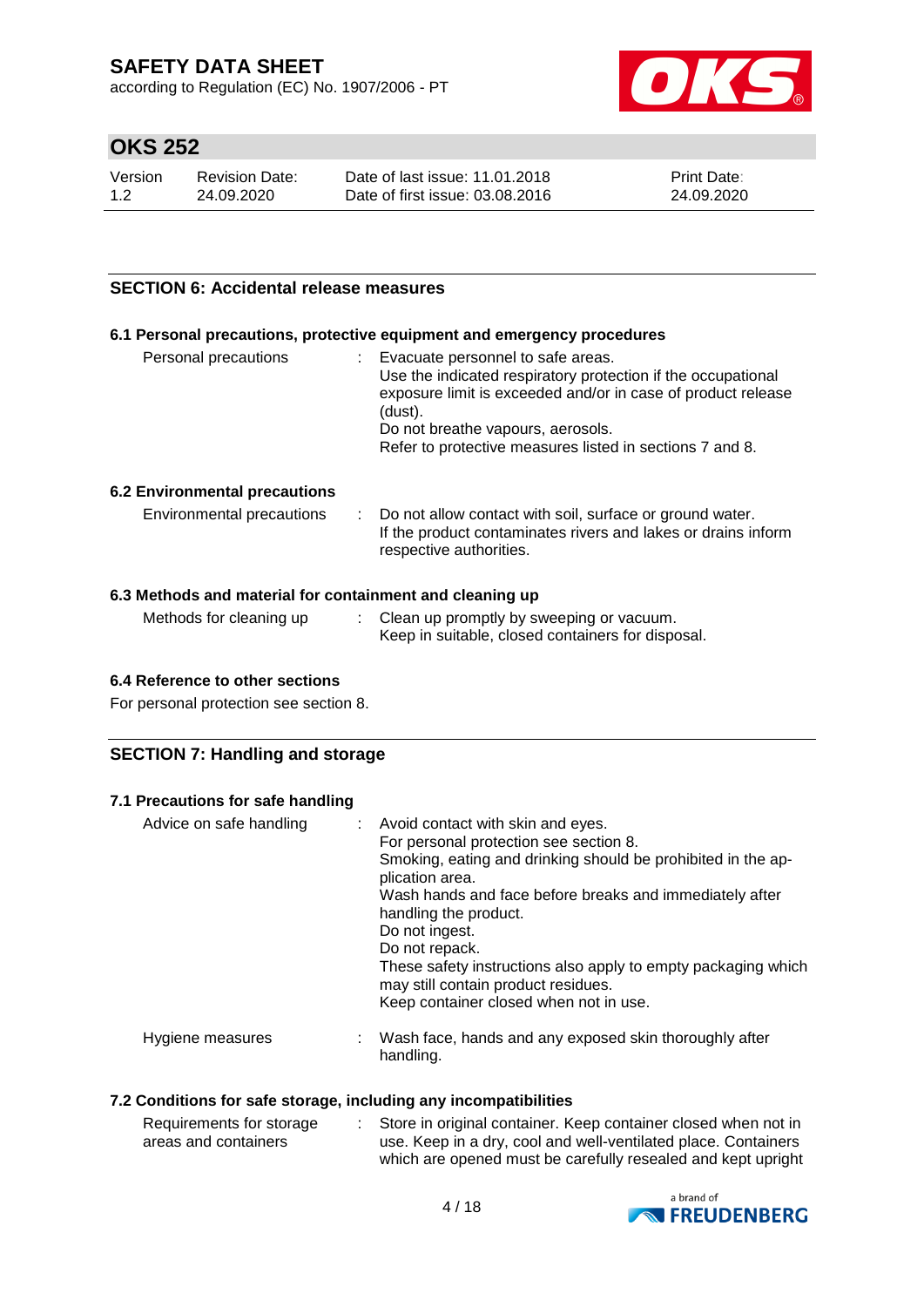## SECTION 6: Accidental release measures

### 6.1 Personal precautions, protective equipment and emergency procedures

| | |
|---|---|
| Personal precautions | : Evacuate personnel to safe areas.<br>Use the indicated respiratory protection if the occupational exposure limit is exceeded and/or in case of product release (dust).<br>Do not breathe vapours, aerosols.<br>Refer to protective measures listed in sections 7 and 8. |

### 6.2 Environmental precautions

| | |
|---|---|
| Environmental precautions | : Do not allow contact with soil, surface or ground water.<br>If the product contaminates rivers and lakes or drains inform respective authorities. |

### 6.3 Methods and material for containment and cleaning up

| | |
|---|---|
| Methods for cleaning up | : Clean up promptly by sweeping or vacuum.<br>Keep in suitable, closed containers for disposal. |

### 6.4 Reference to other sections

For personal protection see section 8.

## SECTION 7: Handling and storage

### 7.1 Precautions for safe handling

| | |
|---|---|
| Advice on safe handling | : Avoid contact with skin and eyes.<br>For personal protection see section 8.<br>Smoking, eating and drinking should be prohibited in the application area.<br>Wash hands and face before breaks and immediately after handling the product.<br>Do not ingest.<br>Do not repack.<br>These safety instructions also apply to empty packaging which may still contain product residues.<br>Keep container closed when not in use. |
| Hygiene measures | : Wash face, hands and any exposed skin thoroughly after handling. |

### 7.2 Conditions for safe storage, including any incompatibilities

| | |
|---|---|
| Requirements for storage areas and containers | : Store in original container. Keep container closed when not in use. Keep in a dry, cool and well-ventilated place. Containers which are opened must be carefully resealed and kept upright |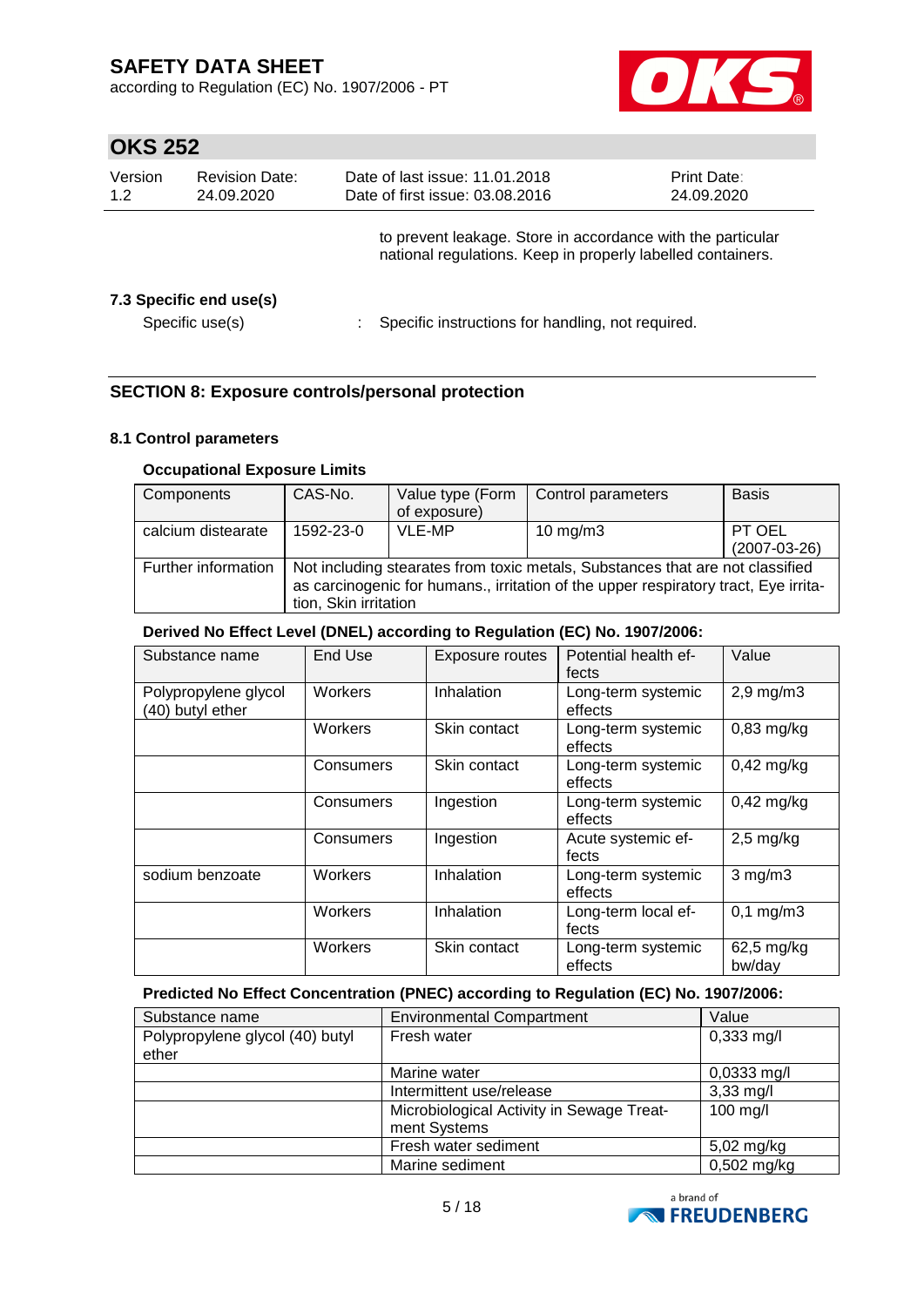to prevent leakage. Store in accordance with the particular national regulations. Keep in properly labelled containers.

### 7.3 Specific end use(s)

Specific use(s) : Specific instructions for handling, not required.

## SECTION 8: Exposure controls/personal protection

### 8.1 Control parameters

**Occupational Exposure Limits**

| Components | CAS-No. | Value type (Form of exposure) | Control parameters | Basis |
|---|---|---|---|---|
| calcium distearate | 1592-23-0 | VLE-MP | 10 mg/m3 | PT OEL (2007-03-26) |
| Further information | Not including stearates from toxic metals, Substances that are not classified as carcinogenic for humans., irritation of the upper respiratory tract, Eye irritation, Skin irritation | | | |

**Derived No Effect Level (DNEL) according to Regulation (EC) No. 1907/2006:**

| Substance name | End Use | Exposure routes | Potential health effects | Value |
|---|---|---|---|---|
| Polypropylene glycol (40) butyl ether | Workers | Inhalation | Long-term systemic effects | 2,9 mg/m3 |
| | Workers | Skin contact | Long-term systemic effects | 0,83 mg/kg |
| | Consumers | Skin contact | Long-term systemic effects | 0,42 mg/kg |
| | Consumers | Ingestion | Long-term systemic effects | 0,42 mg/kg |
| | Consumers | Ingestion | Acute systemic effects | 2,5 mg/kg |
| sodium benzoate | Workers | Inhalation | Long-term systemic effects | 3 mg/m3 |
| | Workers | Inhalation | Long-term local effects | 0,1 mg/m3 |
| | Workers | Skin contact | Long-term systemic effects | 62,5 mg/kg bw/day |

**Predicted No Effect Concentration (PNEC) according to Regulation (EC) No. 1907/2006:**

| Substance name | Environmental Compartment | Value |
|---|---|---|
| Polypropylene glycol (40) butyl ether | Fresh water | 0,333 mg/l |
| | Marine water | 0,0333 mg/l |
| | Intermittent use/release | 3,33 mg/l |
| | Microbiological Activity in Sewage Treatment Systems | 100 mg/l |
| | Fresh water sediment | 5,02 mg/kg |
| | Marine sediment | 0,502 mg/kg |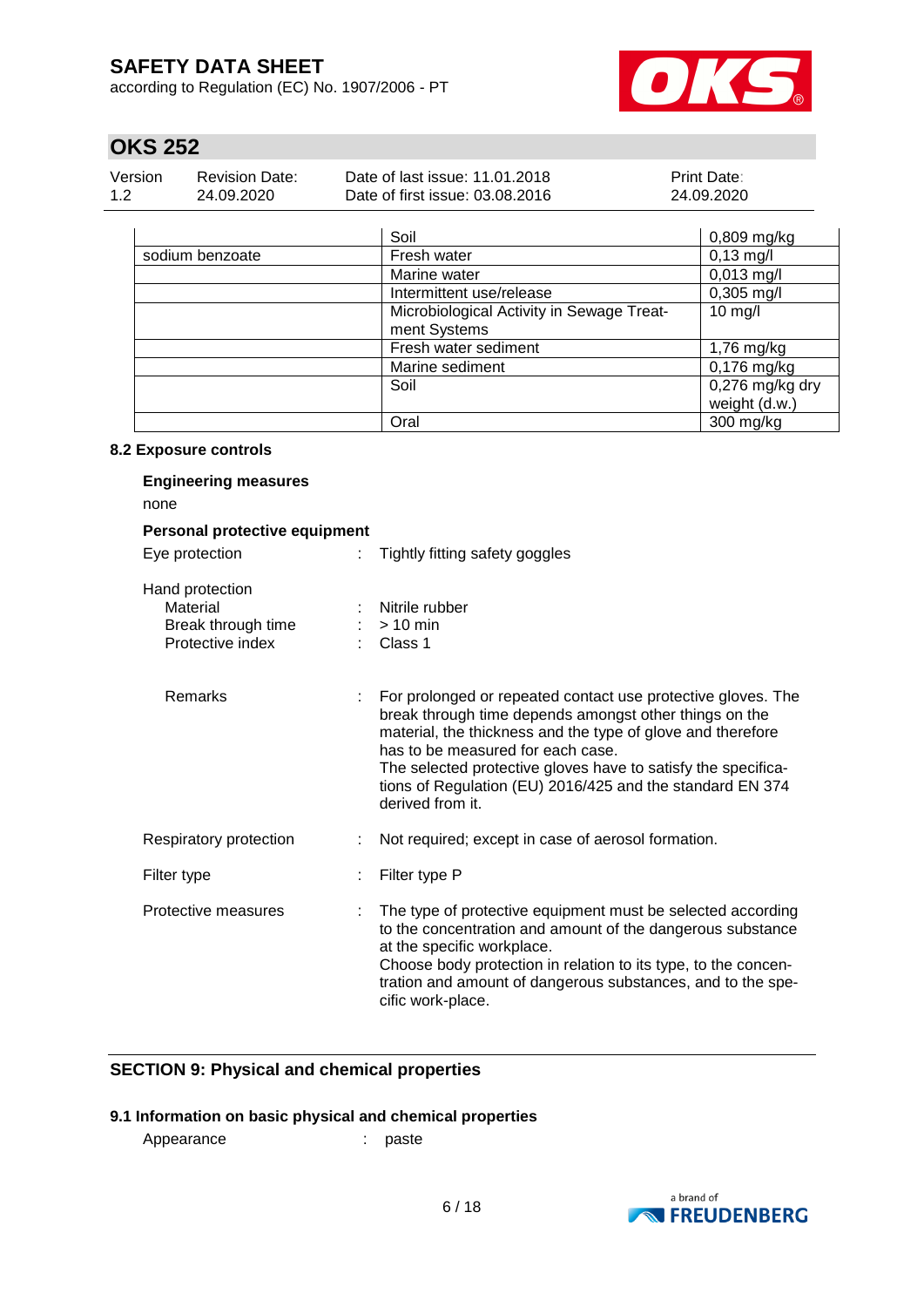| | Soil | 0,809 mg/kg |
|---|---|---|
| sodium benzoate | Fresh water | 0,13 mg/l |
| | Marine water | 0,013 mg/l |
| | Intermittent use/release | 0,305 mg/l |
| | Microbiological Activity in Sewage Treatment Systems | 10 mg/l |
| | Fresh water sediment | 1,76 mg/kg |
| | Marine sediment | 0,176 mg/kg |
| | Soil | 0,276 mg/kg dry weight (d.w.) |
| | Oral | 300 mg/kg |

### 8.2 Exposure controls

**Engineering measures**

none

**Personal protective equipment**

Eye protection : Tightly fitting safety goggles

Hand protection
- Material : Nitrile rubber
- Break through time : > 10 min
- Protective index : Class 1

Remarks : For prolonged or repeated contact use protective gloves. The break through time depends amongst other things on the material, the thickness and the type of glove and therefore has to be measured for each case.
The selected protective gloves have to satisfy the specifications of Regulation (EU) 2016/425 and the standard EN 374 derived from it.

Respiratory protection : Not required; except in case of aerosol formation.

Filter type : Filter type P

Protective measures : The type of protective equipment must be selected according to the concentration and amount of the dangerous substance at the specific workplace.
Choose body protection in relation to its type, to the concentration and amount of dangerous substances, and to the specific work-place.

## SECTION 9: Physical and chemical properties

### 9.1 Information on basic physical and chemical properties

Appearance : paste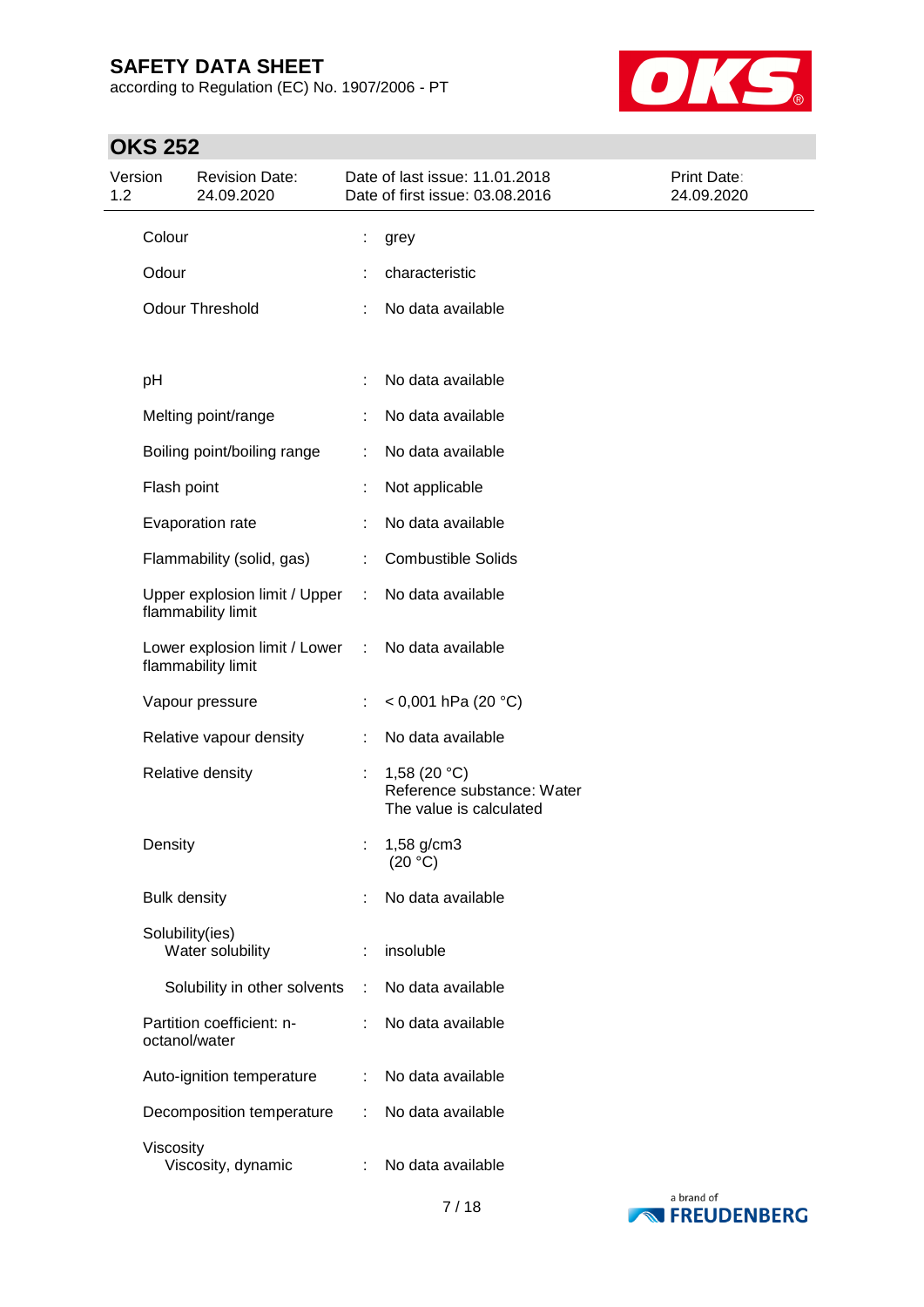| | | |
|---|---|---|
| Colour | : | grey |
| Odour | : | characteristic |
| Odour Threshold | : | No data available |
| pH | : | No data available |
| Melting point/range | : | No data available |
| Boiling point/boiling range | : | No data available |
| Flash point | : | Not applicable |
| Evaporation rate | : | No data available |
| Flammability (solid, gas) | : | Combustible Solids |
| Upper explosion limit / Upper flammability limit | : | No data available |
| Lower explosion limit / Lower flammability limit | : | No data available |
| Vapour pressure | : | < 0,001 hPa (20 °C) |
| Relative vapour density | : | No data available |
| Relative density | : | 1,58 (20 °C)<br>Reference substance: Water<br>The value is calculated |
| Density | : | 1,58 g/cm3<br>(20 °C) |
| Bulk density | : | No data available |
| Solubility(ies)<br>Water solubility | : | insoluble |
| Solubility in other solvents | : | No data available |
| Partition coefficient: n-octanol/water | : | No data available |
| Auto-ignition temperature | : | No data available |
| Decomposition temperature | : | No data available |
| Viscosity<br>Viscosity, dynamic | : | No data available |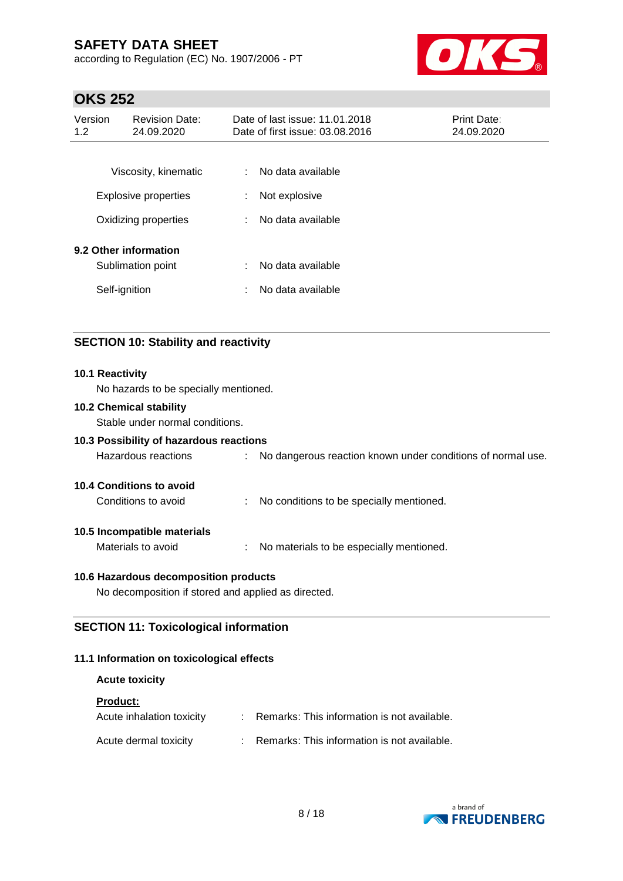| | | |
|---|---|---|
| Viscosity, kinematic | : | No data available |
| Explosive properties | : | Not explosive |
| Oxidizing properties | : | No data available |

**9.2 Other information**

| | | |
|---|---|---|
| Sublimation point | : | No data available |
| Self-ignition | : | No data available |

## SECTION 10: Stability and reactivity

**10.1 Reactivity**

No hazards to be specially mentioned.

**10.2 Chemical stability**

Stable under normal conditions.

**10.3 Possibility of hazardous reactions**

Hazardous reactions : No dangerous reaction known under conditions of normal use.

**10.4 Conditions to avoid**

Conditions to avoid : No conditions to be specially mentioned.

**10.5 Incompatible materials**

Materials to avoid : No materials to be especially mentioned.

**10.6 Hazardous decomposition products**

No decomposition if stored and applied as directed.

## SECTION 11: Toxicological information

**11.1 Information on toxicological effects**

**Acute toxicity**

**Product:**

| | | |
|---|---|---|
| Acute inhalation toxicity | : | Remarks: This information is not available. |
| Acute dermal toxicity | : | Remarks: This information is not available. |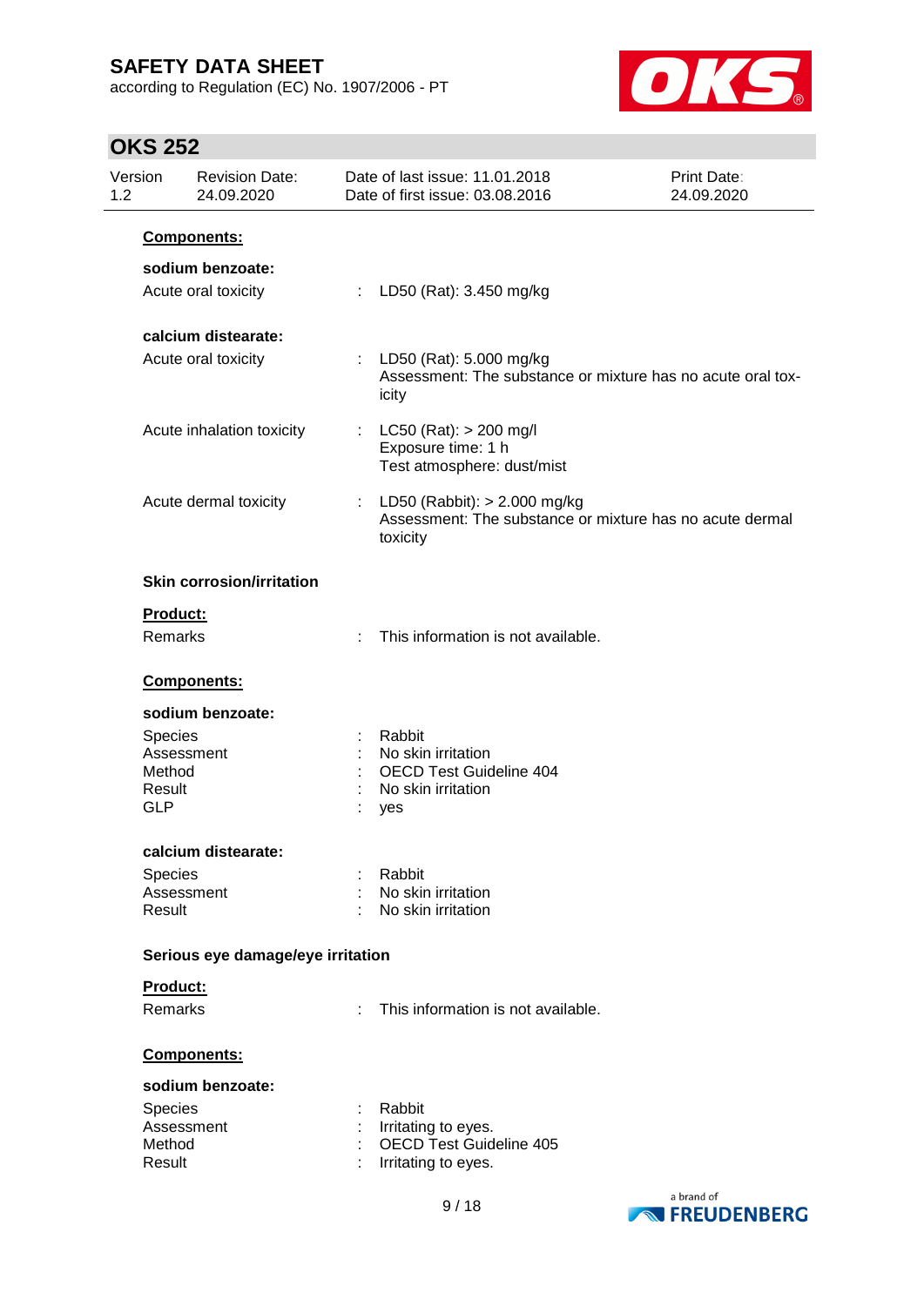**Components:**

**sodium benzoate:**

Acute oral toxicity : LD50 (Rat): 3.450 mg/kg

**calcium distearate:**

Acute oral toxicity : LD50 (Rat): 5.000 mg/kg
Assessment: The substance or mixture has no acute oral toxicity

Acute inhalation toxicity : LC50 (Rat): > 200 mg/l
Exposure time: 1 h
Test atmosphere: dust/mist

Acute dermal toxicity : LD50 (Rabbit): > 2.000 mg/kg
Assessment: The substance or mixture has no acute dermal toxicity

**Skin corrosion/irritation**

**Product:**

Remarks : This information is not available.

**Components:**

**sodium benzoate:**

Species : Rabbit
Assessment : No skin irritation
Method : OECD Test Guideline 404
Result : No skin irritation
GLP : yes

**calcium distearate:**

Species : Rabbit
Assessment : No skin irritation
Result : No skin irritation

**Serious eye damage/eye irritation**

**Product:**

Remarks : This information is not available.

**Components:**

**sodium benzoate:**

Species : Rabbit
Assessment : Irritating to eyes.
Method : OECD Test Guideline 405
Result : Irritating to eyes.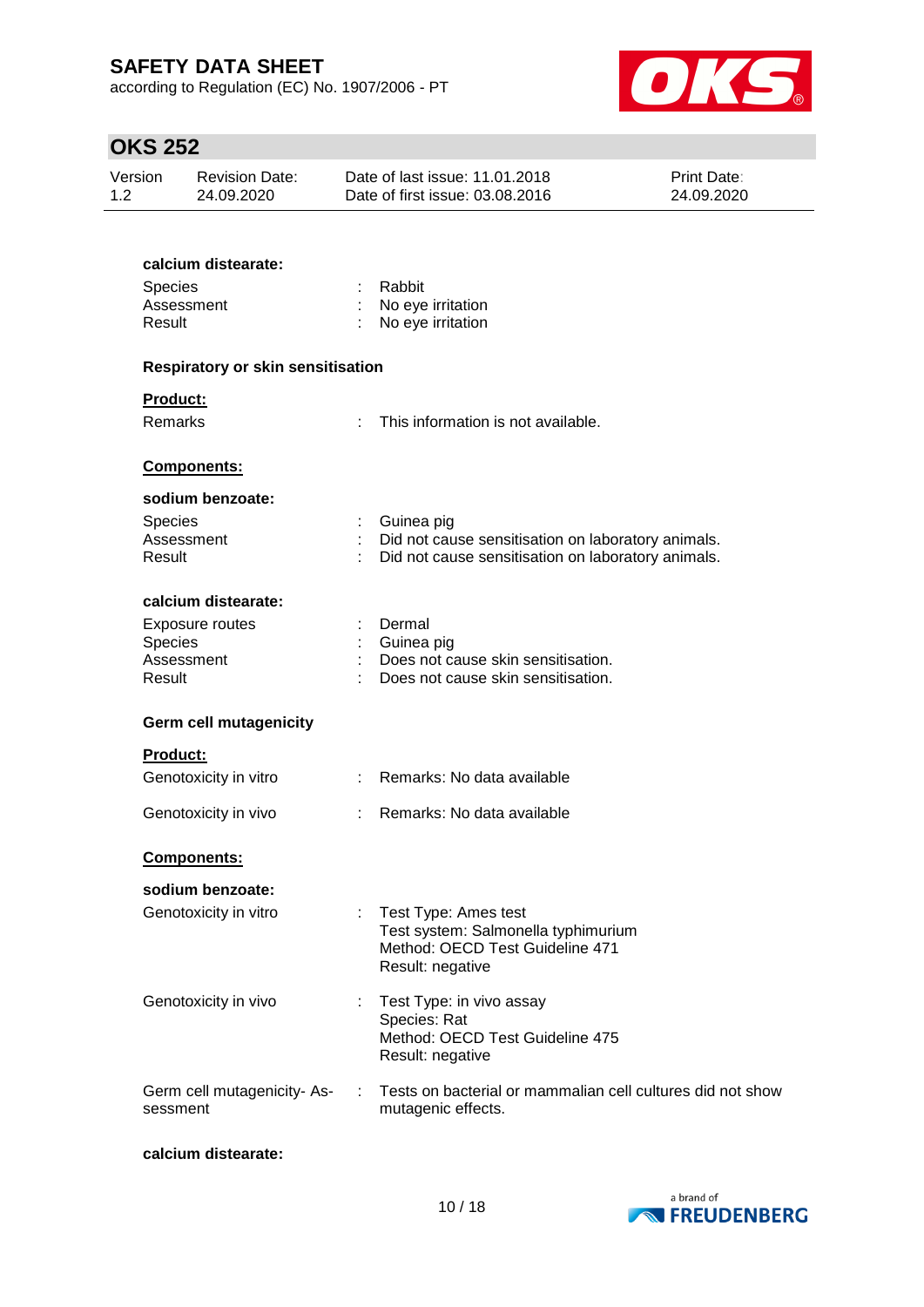**calcium distearate:**

| | | |
|---|---|---|
| Species | : | Rabbit |
| Assessment | : | No eye irritation |
| Result | : | No eye irritation |

**Respiratory or skin sensitisation**

**Product:**

| | | |
|---|---|---|
| Remarks | : | This information is not available. |

**Components:**

**sodium benzoate:**

| | | |
|---|---|---|
| Species | : | Guinea pig |
| Assessment | : | Did not cause sensitisation on laboratory animals. |
| Result | : | Did not cause sensitisation on laboratory animals. |

**calcium distearate:**

| | | |
|---|---|---|
| Exposure routes | : | Dermal |
| Species | : | Guinea pig |
| Assessment | : | Does not cause skin sensitisation. |
| Result | : | Does not cause skin sensitisation. |

**Germ cell mutagenicity**

**Product:**

| | | |
|---|---|---|
| Genotoxicity in vitro | : | Remarks: No data available |
| Genotoxicity in vivo | : | Remarks: No data available |

**Components:**

**sodium benzoate:**

| | | |
|---|---|---|
| Genotoxicity in vitro | : | Test Type: Ames test<br>Test system: Salmonella typhimurium<br>Method: OECD Test Guideline 471<br>Result: negative |
| Genotoxicity in vivo | : | Test Type: in vivo assay<br>Species: Rat<br>Method: OECD Test Guideline 475<br>Result: negative |
| Germ cell mutagenicity- Assessment | : | Tests on bacterial or mammalian cell cultures did not show mutagenic effects. |

**calcium distearate:**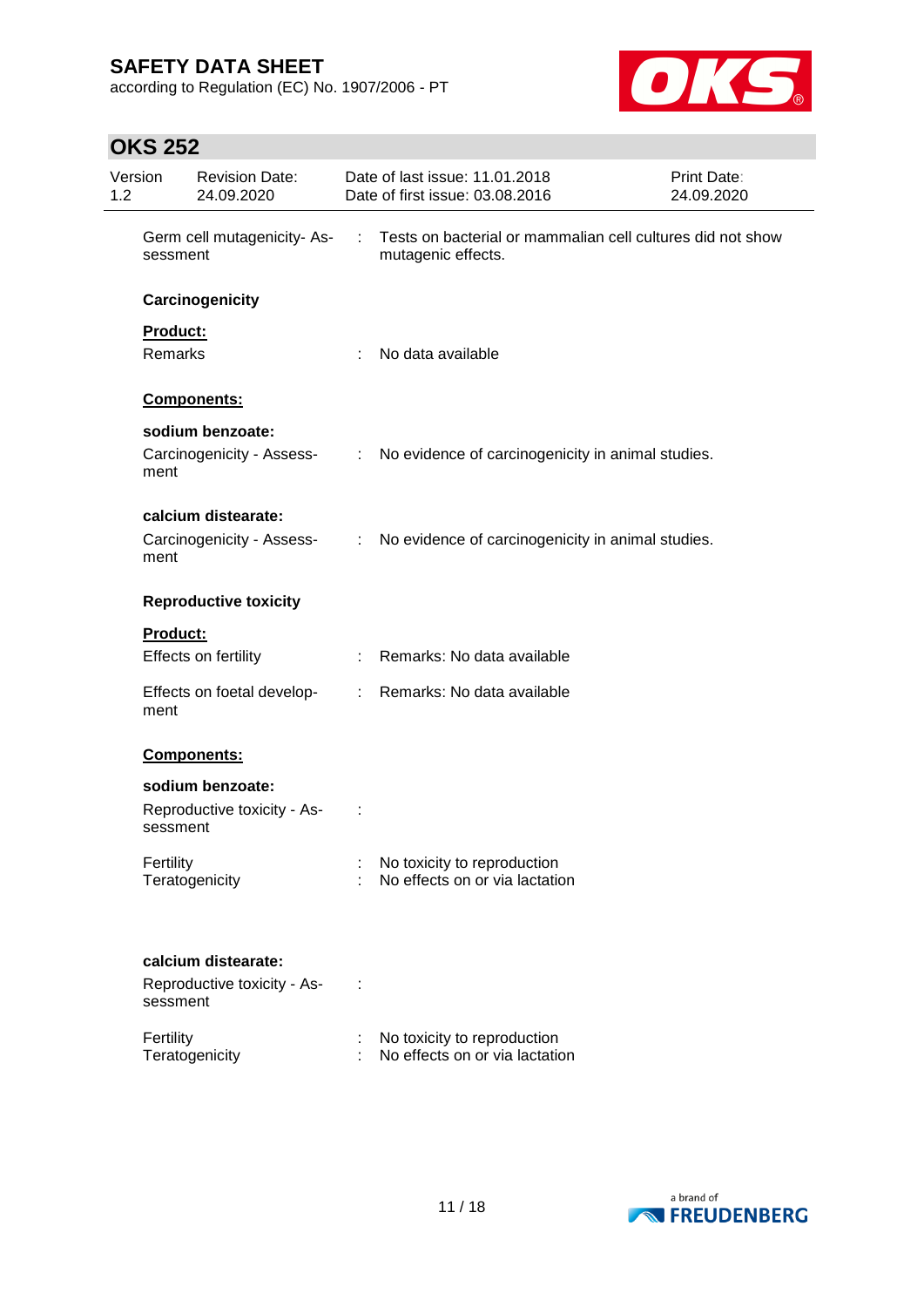Germ cell mutagenicity- Assessment : Tests on bacterial or mammalian cell cultures did not show mutagenic effects.

**Carcinogenicity**

**Product:**

Remarks : No data available

**Components:**

**sodium benzoate:**

Carcinogenicity - Assessment : No evidence of carcinogenicity in animal studies.

**calcium distearate:**

Carcinogenicity - Assessment : No evidence of carcinogenicity in animal studies.

**Reproductive toxicity**

**Product:**

Effects on fertility : Remarks: No data available

Effects on foetal development : Remarks: No data available

**Components:**

**sodium benzoate:**

Reproductive toxicity - Assessment :

Fertility : No toxicity to reproduction
Teratogenicity : No effects on or via lactation

**calcium distearate:**

Reproductive toxicity - Assessment :

Fertility : No toxicity to reproduction
Teratogenicity : No effects on or via lactation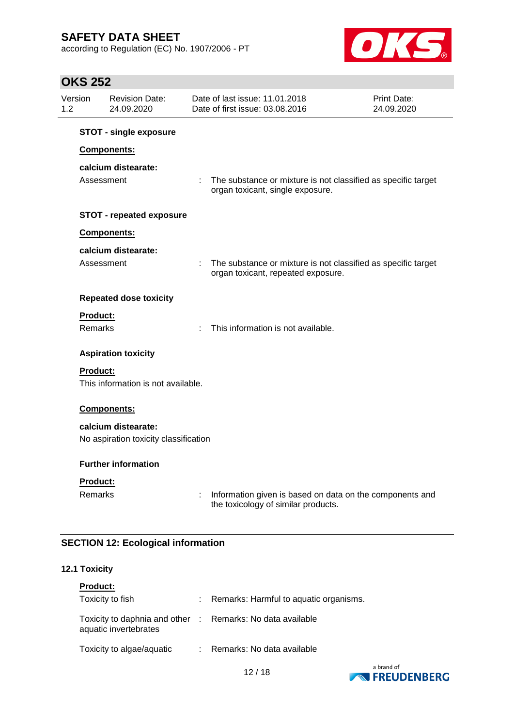**STOT - single exposure**

**Components:**

**calcium distearate:**

Assessment : The substance or mixture is not classified as specific target organ toxicant, single exposure.

**STOT - repeated exposure**

**Components:**

**calcium distearate:**

Assessment : The substance or mixture is not classified as specific target organ toxicant, repeated exposure.

**Repeated dose toxicity**

**Product:**

Remarks : This information is not available.

**Aspiration toxicity**

**Product:**

This information is not available.

**Components:**

**calcium distearate:**

No aspiration toxicity classification

**Further information**

**Product:**

Remarks : Information given is based on data on the components and the toxicology of similar products.

## SECTION 12: Ecological information

### 12.1 Toxicity

**Product:**

Toxicity to fish : Remarks: Harmful to aquatic organisms.

Toxicity to daphnia and other aquatic invertebrates : Remarks: No data available

Toxicity to algae/aquatic : Remarks: No data available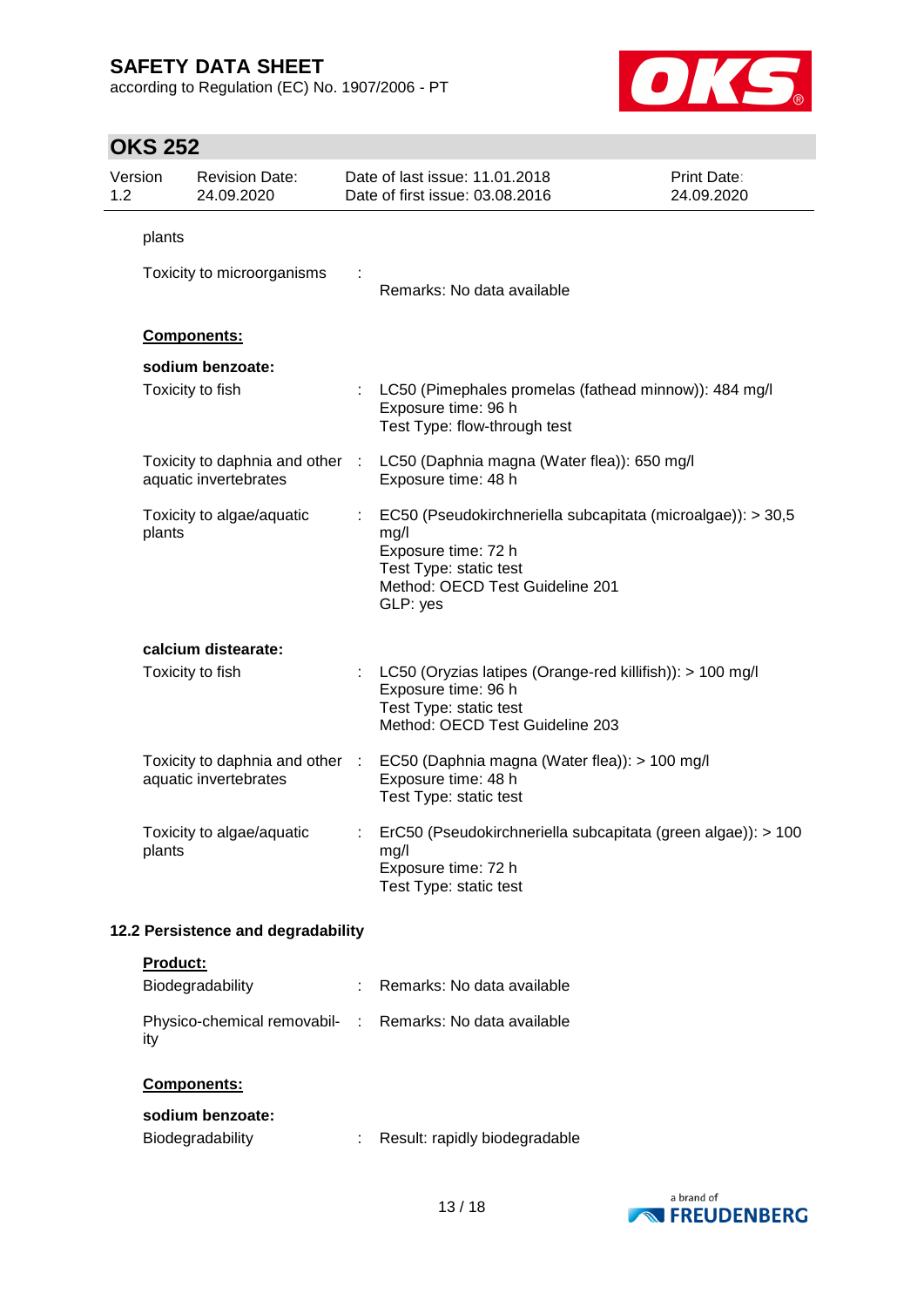plants

| | | |
|---|---|---|
| Toxicity to microorganisms | : | Remarks: No data available |

**Components:**

**sodium benzoate:**

| | | |
|---|---|---|
| Toxicity to fish | : | LC50 (Pimephales promelas (fathead minnow)): 484 mg/l<br>Exposure time: 96 h<br>Test Type: flow-through test |
| Toxicity to daphnia and other aquatic invertebrates | : | LC50 (Daphnia magna (Water flea)): 650 mg/l<br>Exposure time: 48 h |
| Toxicity to algae/aquatic plants | : | EC50 (Pseudokirchneriella subcapitata (microalgae)): > 30,5 mg/l<br>Exposure time: 72 h<br>Test Type: static test<br>Method: OECD Test Guideline 201<br>GLP: yes |

**calcium distearate:**

| | | |
|---|---|---|
| Toxicity to fish | : | LC50 (Oryzias latipes (Orange-red killifish)): > 100 mg/l<br>Exposure time: 96 h<br>Test Type: static test<br>Method: OECD Test Guideline 203 |
| Toxicity to daphnia and other aquatic invertebrates | : | EC50 (Daphnia magna (Water flea)): > 100 mg/l<br>Exposure time: 48 h<br>Test Type: static test |
| Toxicity to algae/aquatic plants | : | ErC50 (Pseudokirchneriella subcapitata (green algae)): > 100 mg/l<br>Exposure time: 72 h<br>Test Type: static test |

### 12.2 Persistence and degradability

**Product:**

| | | |
|---|---|---|
| Biodegradability | : | Remarks: No data available |
| Physico-chemical removability | : | Remarks: No data available |

**Components:**

**sodium benzoate:**

| | | |
|---|---|---|
| Biodegradability | : | Result: rapidly biodegradable |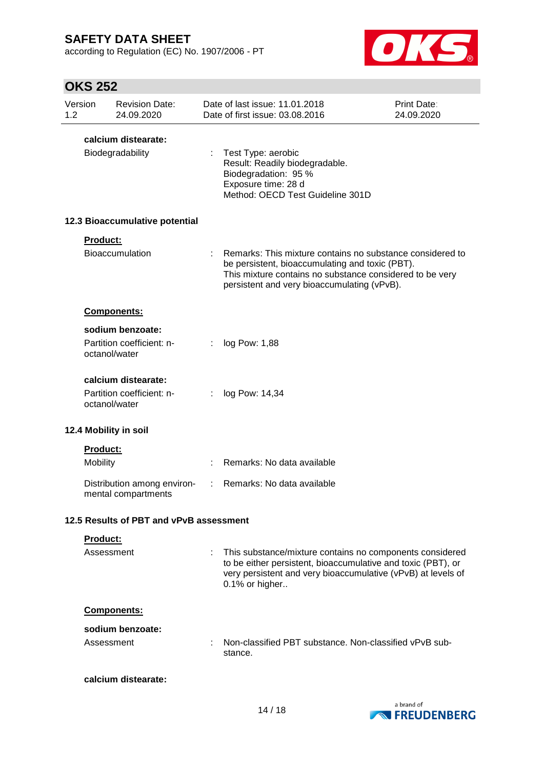**calcium distearate:**

| | | |
|---|---|---|
| Biodegradability | : | Test Type: aerobic<br>Result: Readily biodegradable.<br>Biodegradation: 95 %<br>Exposure time: 28 d<br>Method: OECD Test Guideline 301D |

### 12.3 Bioaccumulative potential

**Product:**

| | | |
|---|---|---|
| Bioaccumulation | : | Remarks: This mixture contains no substance considered to be persistent, bioaccumulating and toxic (PBT).<br>This mixture contains no substance considered to be very persistent and very bioaccumulating (vPvB). |

**Components:**

**sodium benzoate:**

| | | |
|---|---|---|
| Partition coefficient: n-octanol/water | : | log Pow: 1,88 |

**calcium distearate:**

| | | |
|---|---|---|
| Partition coefficient: n-octanol/water | : | log Pow: 14,34 |

### 12.4 Mobility in soil

**Product:**

| | | |
|---|---|---|
| Mobility | : | Remarks: No data available |
| Distribution among environmental compartments | : | Remarks: No data available |

### 12.5 Results of PBT and vPvB assessment

**Product:**

| | | |
|---|---|---|
| Assessment | : | This substance/mixture contains no components considered to be either persistent, bioaccumulative and toxic (PBT), or very persistent and very bioaccumulative (vPvB) at levels of 0.1% or higher.. |

**Components:**

**sodium benzoate:**

| | | |
|---|---|---|
| Assessment | : | Non-classified PBT substance. Non-classified vPvB substance. |

**calcium distearate:**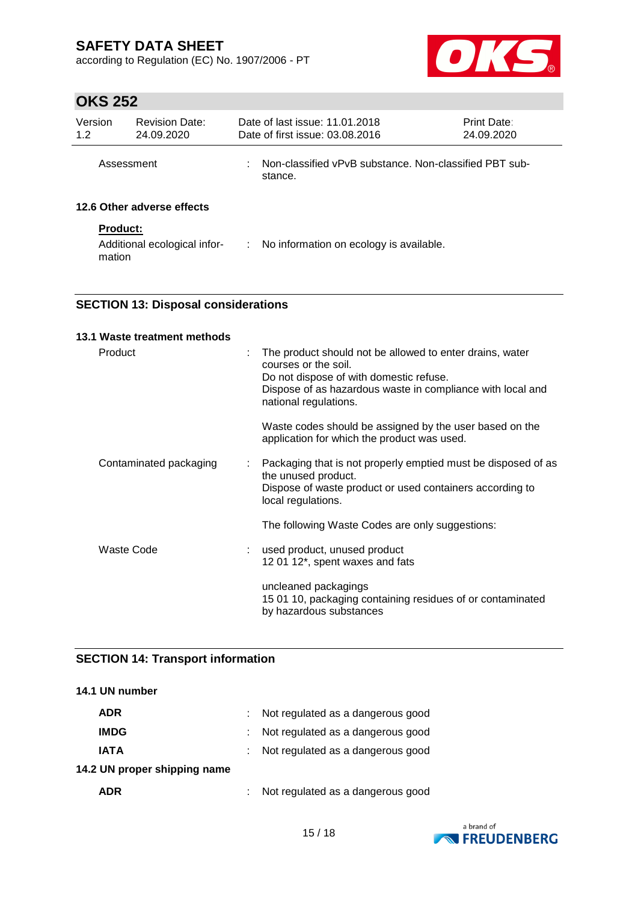Assessment : Non-classified vPvB substance. Non-classified PBT substance.

**12.6 Other adverse effects**

**Product:**

Additional ecological information : No information on ecology is available.

## SECTION 13: Disposal considerations

**13.1 Waste treatment methods**

Product : The product should not be allowed to enter drains, water courses or the soil.
Do not dispose of with domestic refuse.
Dispose of as hazardous waste in compliance with local and national regulations.

Waste codes should be assigned by the user based on the application for which the product was used.

Contaminated packaging : Packaging that is not properly emptied must be disposed of as the unused product.
Dispose of waste product or used containers according to local regulations.

The following Waste Codes are only suggestions:

Waste Code : used product, unused product
12 01 12*, spent waxes and fats

uncleaned packagings
15 01 10, packaging containing residues of or contaminated by hazardous substances

## SECTION 14: Transport information

**14.1 UN number**

**ADR** : Not regulated as a dangerous good

**IMDG** : Not regulated as a dangerous good

**IATA** : Not regulated as a dangerous good

**14.2 UN proper shipping name**

**ADR** : Not regulated as a dangerous good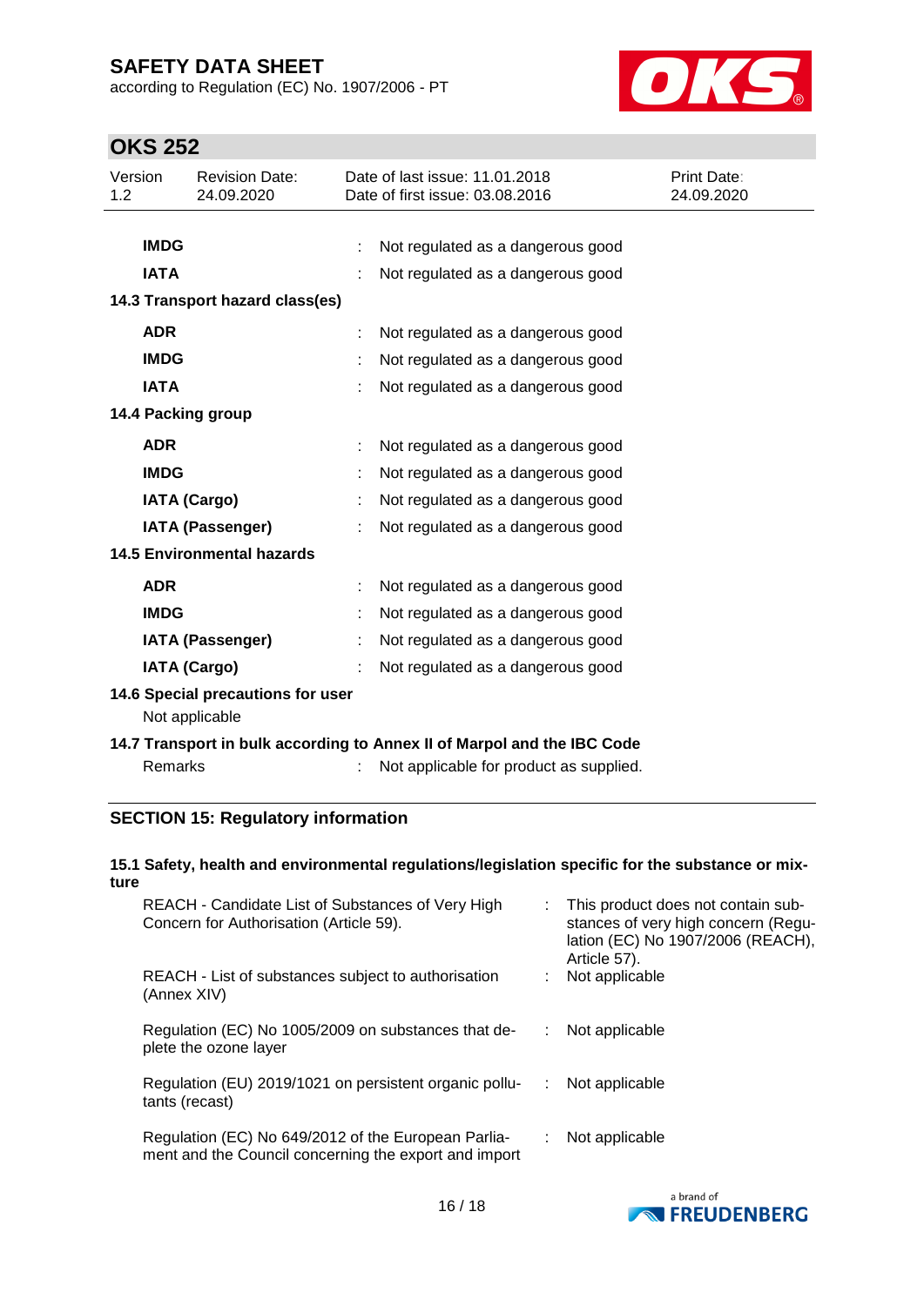**IMDG** : Not regulated as a dangerous good

**IATA** : Not regulated as a dangerous good

**14.3 Transport hazard class(es)**

**ADR** : Not regulated as a dangerous good

**IMDG** : Not regulated as a dangerous good

**IATA** : Not regulated as a dangerous good

**14.4 Packing group**

**ADR** : Not regulated as a dangerous good

**IMDG** : Not regulated as a dangerous good

**IATA (Cargo)** : Not regulated as a dangerous good

**IATA (Passenger)** : Not regulated as a dangerous good

**14.5 Environmental hazards**

**ADR** : Not regulated as a dangerous good

**IMDG** : Not regulated as a dangerous good

**IATA (Passenger)** : Not regulated as a dangerous good

**IATA (Cargo)** : Not regulated as a dangerous good

**14.6 Special precautions for user**

Not applicable

**14.7 Transport in bulk according to Annex II of Marpol and the IBC Code**

Remarks : Not applicable for product as supplied.

## SECTION 15: Regulatory information

**15.1 Safety, health and environmental regulations/legislation specific for the substance or mixture**

| | |
|---|---|
| REACH - Candidate List of Substances of Very High Concern for Authorisation (Article 59). | : This product does not contain substances of very high concern (Regulation (EC) No 1907/2006 (REACH), Article 57). |
| REACH - List of substances subject to authorisation (Annex XIV) | : Not applicable |
| Regulation (EC) No 1005/2009 on substances that deplete the ozone layer | : Not applicable |
| Regulation (EU) 2019/1021 on persistent organic pollutants (recast) | : Not applicable |
| Regulation (EC) No 649/2012 of the European Parliament and the Council concerning the export and import | : Not applicable |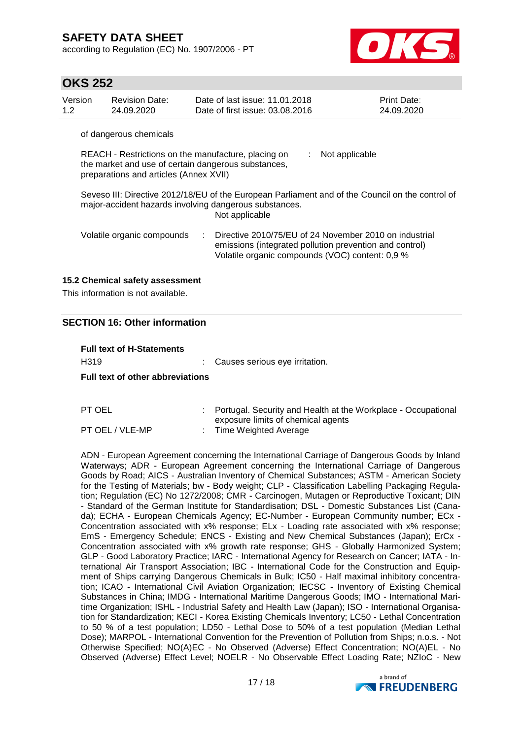of dangerous chemicals

| | | |
|---|---|---|
| REACH - Restrictions on the manufacture, placing on the market and use of certain dangerous substances, preparations and articles (Annex XVII) | : | Not applicable |

Seveso III: Directive 2012/18/EU of the European Parliament and of the Council on the control of major-accident hazards involving dangerous substances.
Not applicable

| | | |
|---|---|---|
| Volatile organic compounds | : | Directive 2010/75/EU of 24 November 2010 on industrial emissions (integrated pollution prevention and control) Volatile organic compounds (VOC) content: 0,9 % |

### 15.2 Chemical safety assessment

This information is not available.

## SECTION 16: Other information

**Full text of H-Statements**

| | | |
|---|---|---|
| H319 | : | Causes serious eye irritation. |

**Full text of other abbreviations**

| | | |
|---|---|---|
| PT OEL | : | Portugal. Security and Health at the Workplace - Occupational exposure limits of chemical agents |
| PT OEL / VLE-MP | : | Time Weighted Average |

ADN - European Agreement concerning the International Carriage of Dangerous Goods by Inland Waterways; ADR - European Agreement concerning the International Carriage of Dangerous Goods by Road; AICS - Australian Inventory of Chemical Substances; ASTM - American Society for the Testing of Materials; bw - Body weight; CLP - Classification Labelling Packaging Regulation; Regulation (EC) No 1272/2008; CMR - Carcinogen, Mutagen or Reproductive Toxicant; DIN - Standard of the German Institute for Standardisation; DSL - Domestic Substances List (Canada); ECHA - European Chemicals Agency; EC-Number - European Community number; ECx - Concentration associated with x% response; ELx - Loading rate associated with x% response; EmS - Emergency Schedule; ENCS - Existing and New Chemical Substances (Japan); ErCx - Concentration associated with x% growth rate response; GHS - Globally Harmonized System; GLP - Good Laboratory Practice; IARC - International Agency for Research on Cancer; IATA - International Air Transport Association; IBC - International Code for the Construction and Equipment of Ships carrying Dangerous Chemicals in Bulk; IC50 - Half maximal inhibitory concentration; ICAO - International Civil Aviation Organization; IECSC - Inventory of Existing Chemical Substances in China; IMDG - International Maritime Dangerous Goods; IMO - International Maritime Organization; ISHL - Industrial Safety and Health Law (Japan); ISO - International Organisation for Standardization; KECI - Korea Existing Chemicals Inventory; LC50 - Lethal Concentration to 50 % of a test population; LD50 - Lethal Dose to 50% of a test population (Median Lethal Dose); MARPOL - International Convention for the Prevention of Pollution from Ships; n.o.s. - Not Otherwise Specified; NO(A)EC - No Observed (Adverse) Effect Concentration; NO(A)EL - No Observed (Adverse) Effect Level; NOELR - No Observable Effect Loading Rate; NZIoC - New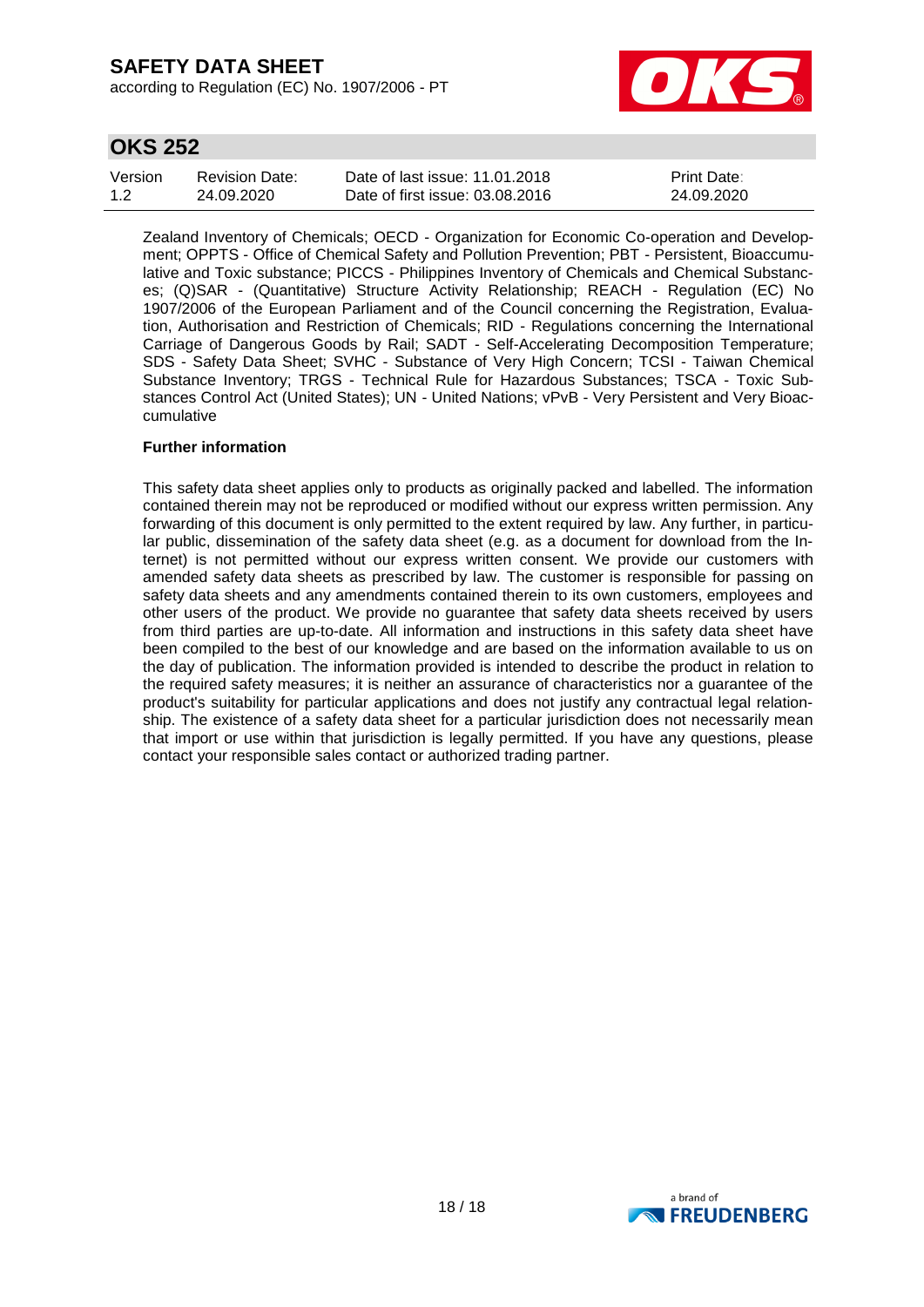Zealand Inventory of Chemicals; OECD - Organization for Economic Co-operation and Development; OPPTS - Office of Chemical Safety and Pollution Prevention; PBT - Persistent, Bioaccumulative and Toxic substance; PICCS - Philippines Inventory of Chemicals and Chemical Substances; (Q)SAR - (Quantitative) Structure Activity Relationship; REACH - Regulation (EC) No 1907/2006 of the European Parliament and of the Council concerning the Registration, Evaluation, Authorisation and Restriction of Chemicals; RID - Regulations concerning the International Carriage of Dangerous Goods by Rail; SADT - Self-Accelerating Decomposition Temperature; SDS - Safety Data Sheet; SVHC - Substance of Very High Concern; TCSI - Taiwan Chemical Substance Inventory; TRGS - Technical Rule for Hazardous Substances; TSCA - Toxic Substances Control Act (United States); UN - United Nations; vPvB - Very Persistent and Very Bioaccumulative

**Further information**

This safety data sheet applies only to products as originally packed and labelled. The information contained therein may not be reproduced or modified without our express written permission. Any forwarding of this document is only permitted to the extent required by law. Any further, in particular public, dissemination of the safety data sheet (e.g. as a document for download from the Internet) is not permitted without our express written consent. We provide our customers with amended safety data sheets as prescribed by law. The customer is responsible for passing on safety data sheets and any amendments contained therein to its own customers, employees and other users of the product. We provide no guarantee that safety data sheets received by users from third parties are up-to-date. All information and instructions in this safety data sheet have been compiled to the best of our knowledge and are based on the information available to us on the day of publication. The information provided is intended to describe the product in relation to the required safety measures; it is neither an assurance of characteristics nor a guarantee of the product's suitability for particular applications and does not justify any contractual legal relationship. The existence of a safety data sheet for a particular jurisdiction does not necessarily mean that import or use within that jurisdiction is legally permitted. If you have any questions, please contact your responsible sales contact or authorized trading partner.